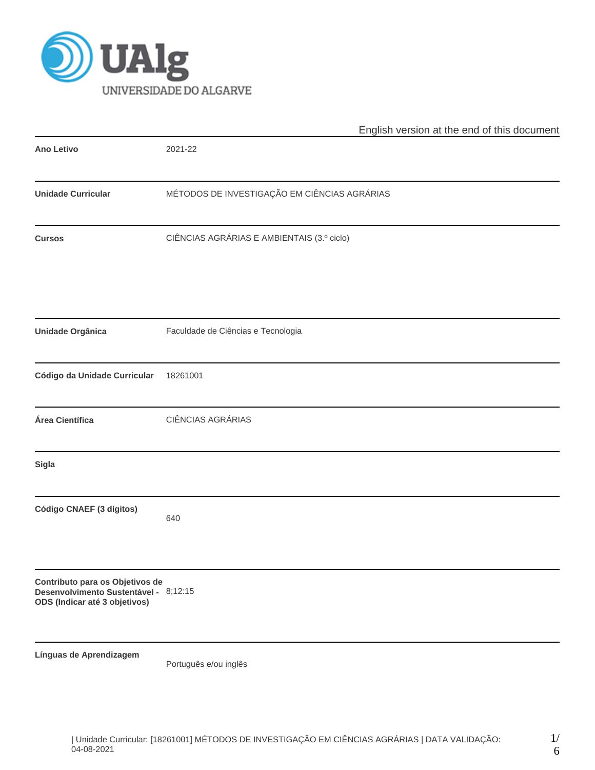English version at the end of this document

| | |
|---|---|
| **Ano Letivo** | 2021-22 |
| **Unidade Curricular** | MÉTODOS DE INVESTIGAÇÃO EM CIÊNCIAS AGRÁRIAS |
| **Cursos** | CIÊNCIAS AGRÁRIAS E AMBIENTAIS (3.º ciclo) |
| **Unidade Orgânica** | Faculdade de Ciências e Tecnologia |
| **Código da Unidade Curricular** | 18261001 |
| **Área Científica** | CIÊNCIAS AGRÁRIAS |
| **Sigla** | |
| **Código CNAEF (3 dígitos)** | 640 |
| **Contributo para os Objetivos de Desenvolvimento Sustentável - ODS (Indicar até 3 objetivos)** | 8;12:15 |
| **Línguas de Aprendizagem** | Português e/ou inglês |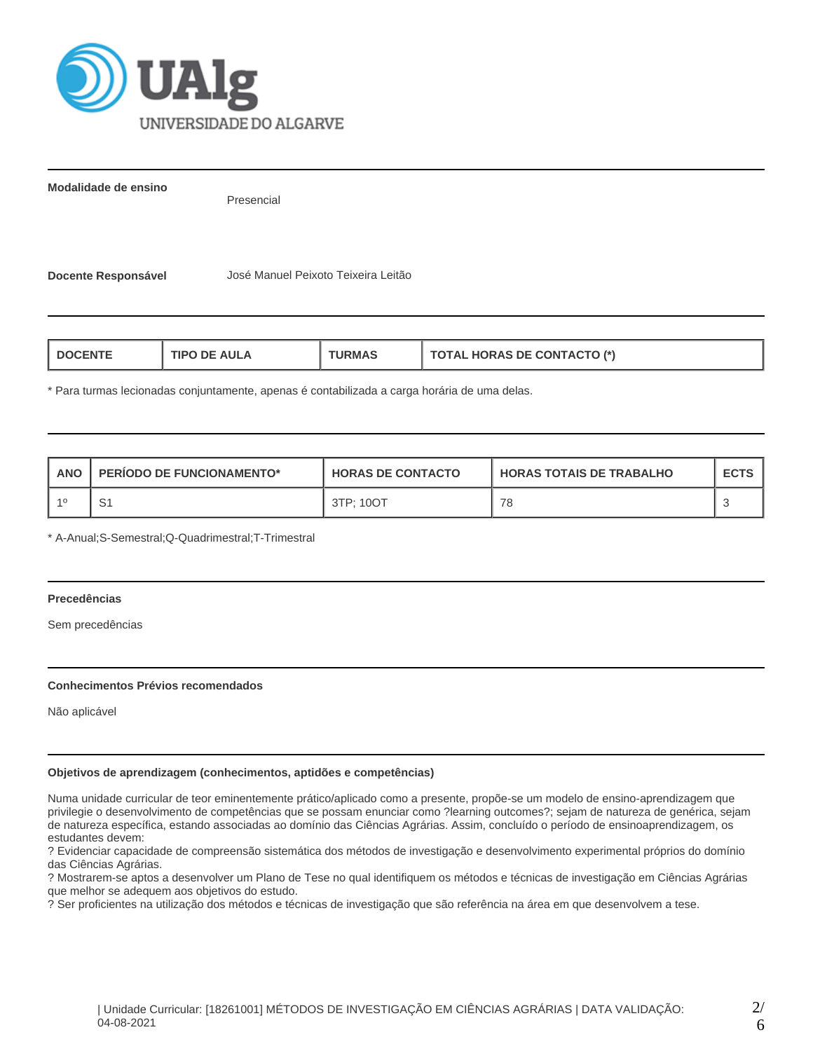**Modalidade de ensino**

Presencial

**Docente Responsável**

José Manuel Peixoto Teixeira Leitão

| DOCENTE | TIPO DE AULA | TURMAS | TOTAL HORAS DE CONTACTO (*) |
|---|---|---|---|

* Para turmas lecionadas conjuntamente, apenas é contabilizada a carga horária de uma delas.

| ANO | PERÍODO DE FUNCIONAMENTO* | HORAS DE CONTACTO | HORAS TOTAIS DE TRABALHO | ECTS |
|---|---|---|---|---|
| 1º | S1 | 3TP; 10OT | 78 | 3 |

* A-Anual;S-Semestral;Q-Quadrimestral;T-Trimestral

**Precedências**

Sem precedências

**Conhecimentos Prévios recomendados**

Não aplicável

**Objetivos de aprendizagem (conhecimentos, aptidões e competências)**

Numa unidade curricular de teor eminentemente prático/aplicado como a presente, propõe-se um modelo de ensino-aprendizagem que privilegie o desenvolvimento de competências que se possam enunciar como ?learning outcomes?; sejam de natureza de genérica, sejam de natureza específica, estando associadas ao domínio das Ciências Agrárias. Assim, concluído o período de ensinoaprendizagem, os estudantes devem:
? Evidenciar capacidade de compreensão sistemática dos métodos de investigação e desenvolvimento experimental próprios do domínio das Ciências Agrárias.
? Mostrarem-se aptos a desenvolver um Plano de Tese no qual identifiquem os métodos e técnicas de investigação em Ciências Agrárias que melhor se adequem aos objetivos do estudo.
? Ser proficientes na utilização dos métodos e técnicas de investigação que são referência na área em que desenvolvem a tese.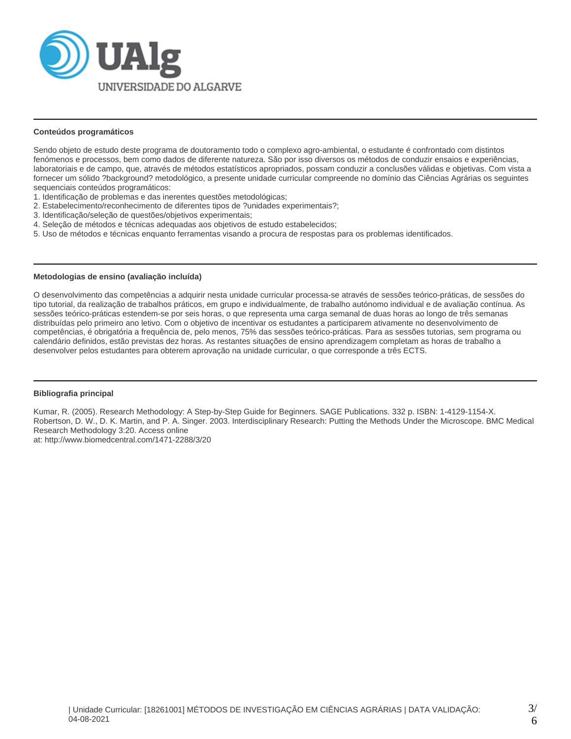## Conteúdos programáticos

Sendo objeto de estudo deste programa de doutoramento todo o complexo agro-ambiental, o estudante é confrontado com distintos fenómenos e processos, bem como dados de diferente natureza. São por isso diversos os métodos de conduzir ensaios e experiências, laboratoriais e de campo, que, através de métodos estatísticos apropriados, possam conduzir a conclusões válidas e objetivas. Com vista a fornecer um sólido ?background? metodológico, a presente unidade curricular compreende no domínio das Ciências Agrárias os seguintes sequenciais conteúdos programáticos:

1. Identificação de problemas e das inerentes questões metodológicas;
2. Estabelecimento/reconhecimento de diferentes tipos de ?unidades experimentais?;
3. Identificação/seleção de questões/objetivos experimentais;
4. Seleção de métodos e técnicas adequadas aos objetivos de estudo estabelecidos;
5. Uso de métodos e técnicas enquanto ferramentas visando a procura de respostas para os problemas identificados.

## Metodologias de ensino (avaliação incluída)

O desenvolvimento das competências a adquirir nesta unidade curricular processa-se através de sessões teórico-práticas, de sessões do tipo tutorial, da realização de trabalhos práticos, em grupo e individualmente, de trabalho autónomo individual e de avaliação contínua. As sessões teórico-práticas estendem-se por seis horas, o que representa uma carga semanal de duas horas ao longo de três semanas distribuídas pelo primeiro ano letivo. Com o objetivo de incentivar os estudantes a participarem ativamente no desenvolvimento de competências, é obrigatória a frequência de, pelo menos, 75% das sessões teórico-práticas. Para as sessões tutorias, sem programa ou calendário definidos, estão previstas dez horas. As restantes situações de ensino aprendizagem completam as horas de trabalho a desenvolver pelos estudantes para obterem aprovação na unidade curricular, o que corresponde a três ECTS.

## Bibliografia principal

Kumar, R. (2005). Research Methodology: A Step-by-Step Guide for Beginners. SAGE Publications. 332 p. ISBN: 1-4129-1154-X.
Robertson, D. W., D. K. Martin, and P. A. Singer. 2003. Interdisciplinary Research: Putting the Methods Under the Microscope. BMC Medical Research Methodology 3:20. Access online
at: http://www.biomedcentral.com/1471-2288/3/20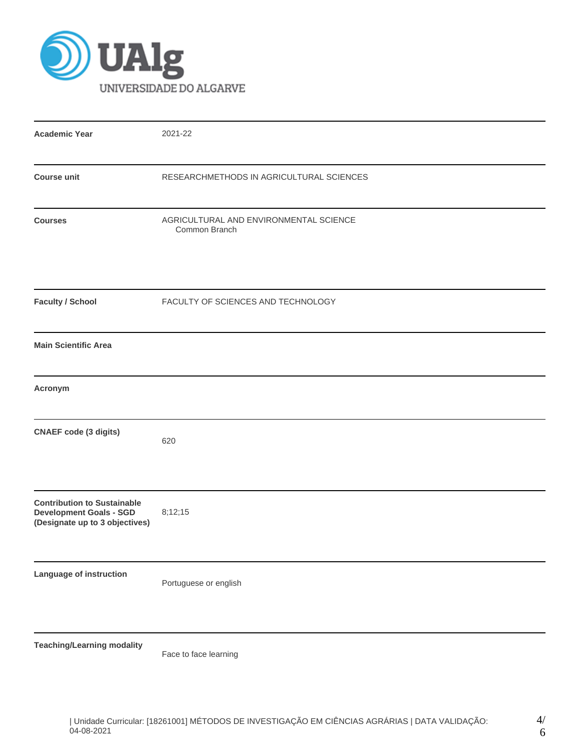| | |
|---|---|
| **Academic Year** | 2021-22 |
| **Course unit** | RESEARCHMETHODS IN AGRICULTURAL SCIENCES |
| **Courses** | AGRICULTURAL AND ENVIRONMENTAL SCIENCE<br>Common Branch |
| **Faculty / School** | FACULTY OF SCIENCES AND TECHNOLOGY |
| **Main Scientific Area** | |
| **Acronym** | |
| **CNAEF code (3 digits)** | 620 |
| **Contribution to Sustainable Development Goals - SGD (Designate up to 3 objectives)** | 8;12;15 |
| **Language of instruction** | Portuguese or english |
| **Teaching/Learning modality** | Face to face learning |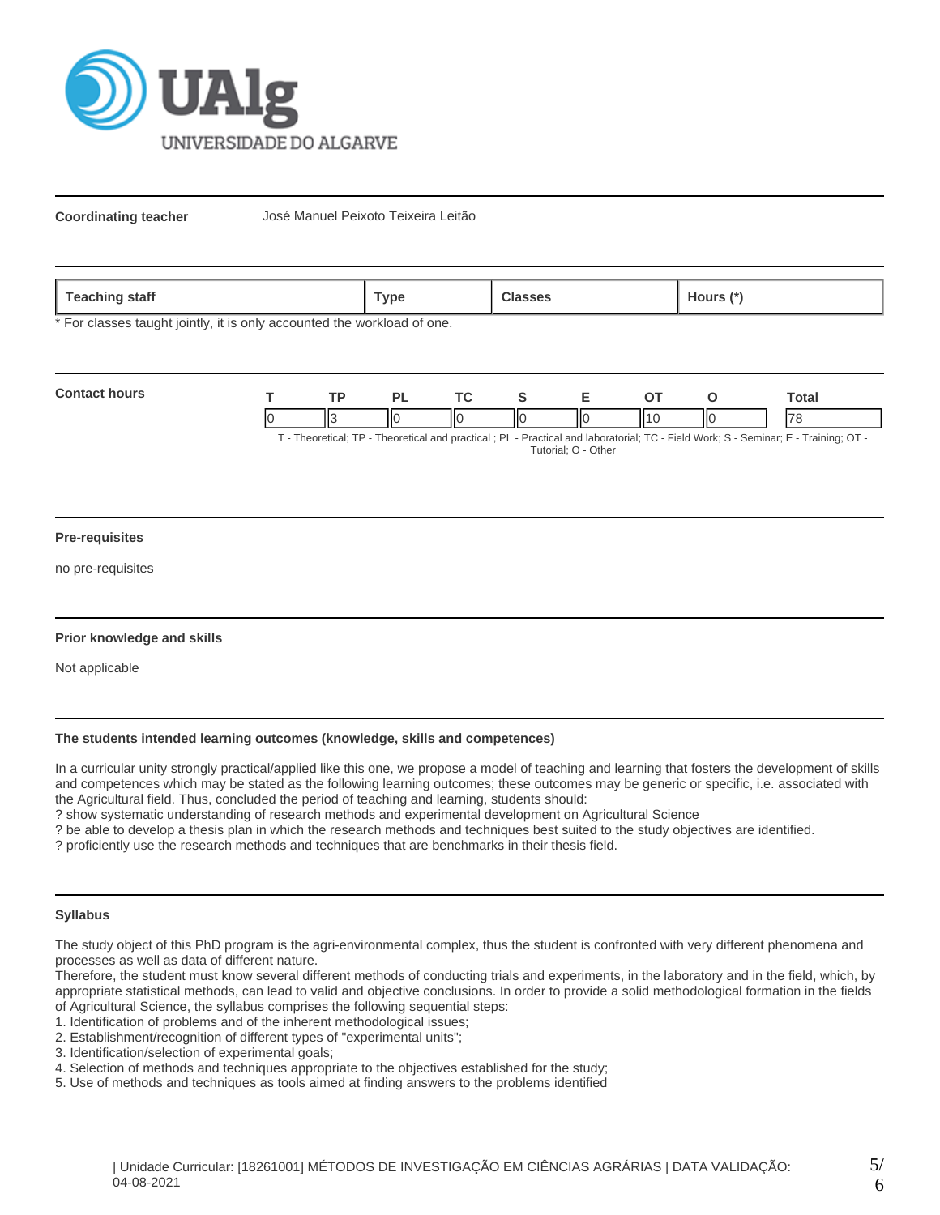**Coordinating teacher** José Manuel Peixoto Teixeira Leitão

| Teaching staff | Type | Classes | Hours (*) |
|---|---|---|---|

* For classes taught jointly, it is only accounted the workload of one.

**Contact hours**

| T | TP | PL | TC | S | E | OT | O | Total |
|---|---|---|---|---|---|---|---|---|
| 0 | 3 | 0 | 0 | 0 | 0 | 10 | 0 | 78 |

T - Theoretical; TP - Theoretical and practical ; PL - Practical and laboratorial; TC - Field Work; S - Seminar; E - Training; OT - Tutorial; O - Other

**Pre-requisites**

no pre-requisites

**Prior knowledge and skills**

Not applicable

**The students intended learning outcomes (knowledge, skills and competences)**

In a curricular unity strongly practical/applied like this one, we propose a model of teaching and learning that fosters the development of skills and competences which may be stated as the following learning outcomes; these outcomes may be generic or specific, i.e. associated with the Agricultural field. Thus, concluded the period of teaching and learning, students should:
? show systematic understanding of research methods and experimental development on Agricultural Science
? be able to develop a thesis plan in which the research methods and techniques best suited to the study objectives are identified.
? proficiently use the research methods and techniques that are benchmarks in their thesis field.

**Syllabus**

The study object of this PhD program is the agri-environmental complex, thus the student is confronted with very different phenomena and processes as well as data of different nature.
Therefore, the student must know several different methods of conducting trials and experiments, in the laboratory and in the field, which, by appropriate statistical methods, can lead to valid and objective conclusions. In order to provide a solid methodological formation in the fields of Agricultural Science, the syllabus comprises the following sequential steps:
1. Identification of problems and of the inherent methodological issues;
2. Establishment/recognition of different types of "experimental units";
3. Identification/selection of experimental goals;
4. Selection of methods and techniques appropriate to the objectives established for the study;
5. Use of methods and techniques as tools aimed at finding answers to the problems identified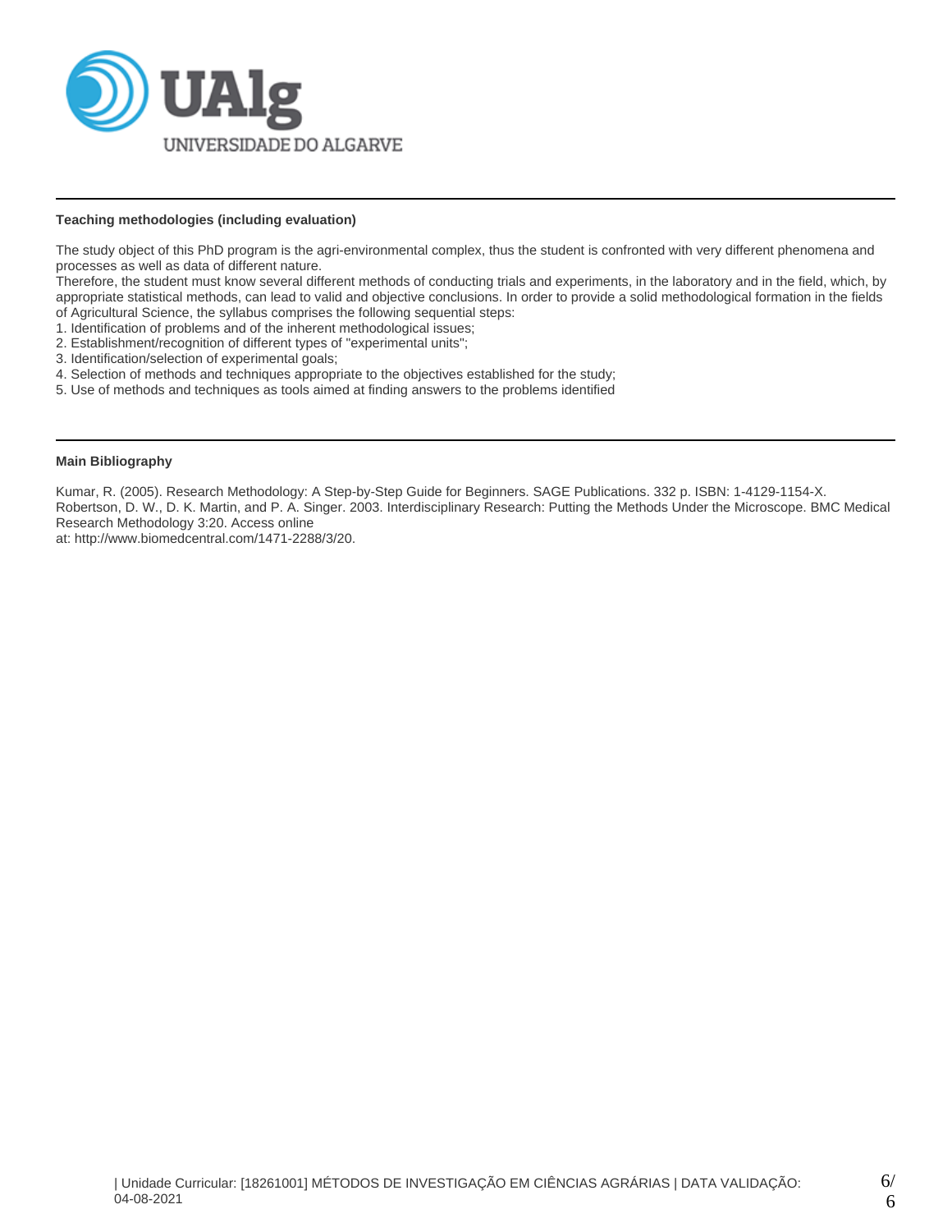### Teaching methodologies (including evaluation)

The study object of this PhD program is the agri-environmental complex, thus the student is confronted with very different phenomena and processes as well as data of different nature.
Therefore, the student must know several different methods of conducting trials and experiments, in the laboratory and in the field, which, by appropriate statistical methods, can lead to valid and objective conclusions. In order to provide a solid methodological formation in the fields of Agricultural Science, the syllabus comprises the following sequential steps:

1. Identification of problems and of the inherent methodological issues;
2. Establishment/recognition of different types of "experimental units";
3. Identification/selection of experimental goals;
4. Selection of methods and techniques appropriate to the objectives established for the study;
5. Use of methods and techniques as tools aimed at finding answers to the problems identified

### Main Bibliography

Kumar, R. (2005). Research Methodology: A Step-by-Step Guide for Beginners. SAGE Publications. 332 p. ISBN: 1-4129-1154-X.
Robertson, D. W., D. K. Martin, and P. A. Singer. 2003. Interdisciplinary Research: Putting the Methods Under the Microscope. BMC Medical Research Methodology 3:20. Access online
at: http://www.biomedcentral.com/1471-2288/3/20.